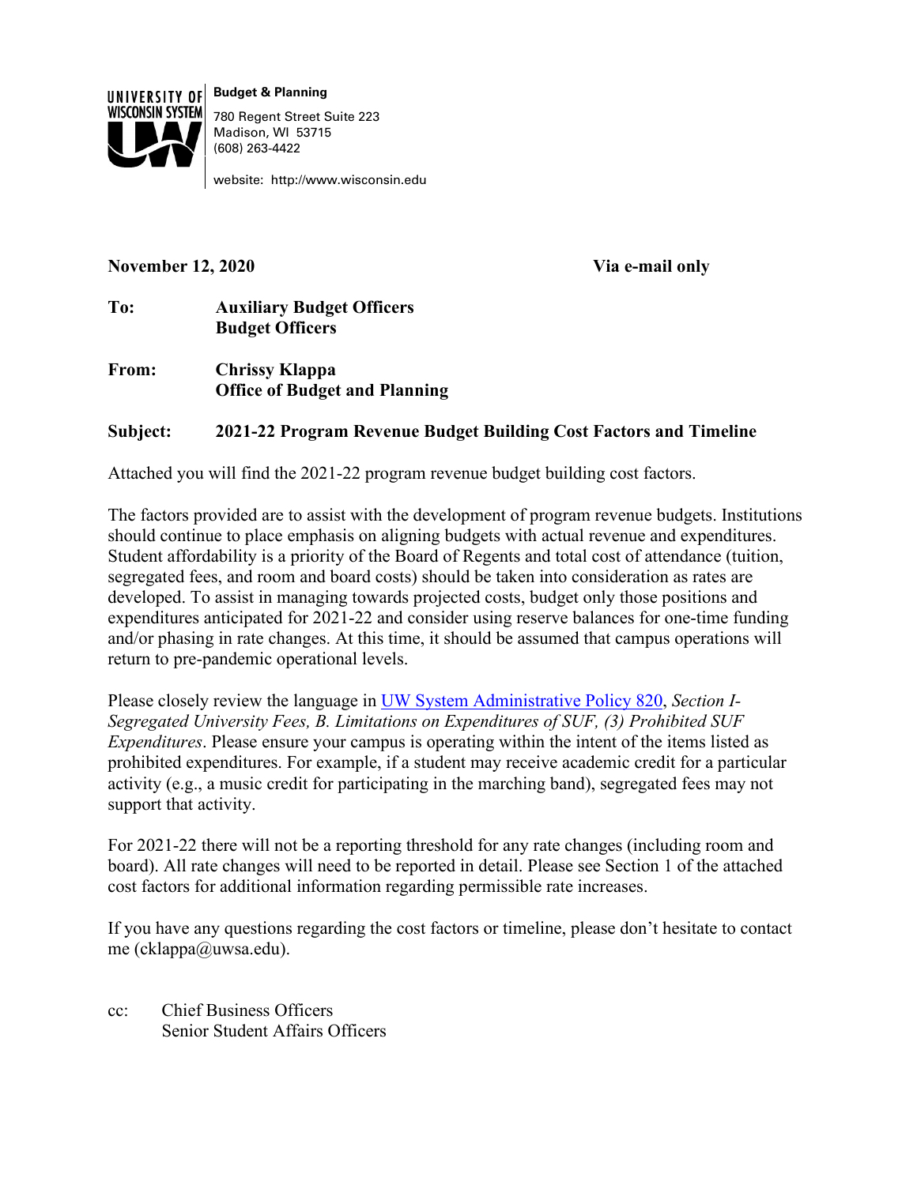UNIVERSITY OF WISCONSIN SYSTEM

**Budget & Planning**
780 Regent Street Suite 223
Madison, WI 53715
(608) 263-4422

website: http://www.wisconsin.edu

**November 12, 2020** **Via e-mail only**

**To:** **Auxiliary Budget Officers**
**Budget Officers**

**From:** **Chrissy Klappa**
**Office of Budget and Planning**

**Subject:** **2021-22 Program Revenue Budget Building Cost Factors and Timeline**

Attached you will find the 2021-22 program revenue budget building cost factors.

The factors provided are to assist with the development of program revenue budgets. Institutions should continue to place emphasis on aligning budgets with actual revenue and expenditures. Student affordability is a priority of the Board of Regents and total cost of attendance (tuition, segregated fees, and room and board costs) should be taken into consideration as rates are developed. To assist in managing towards projected costs, budget only those positions and expenditures anticipated for 2021-22 and consider using reserve balances for one-time funding and/or phasing in rate changes. At this time, it should be assumed that campus operations will return to pre-pandemic operational levels.

Please closely review the language in UW System Administrative Policy 820, *Section I-Segregated University Fees, B. Limitations on Expenditures of SUF, (3) Prohibited SUF Expenditures*. Please ensure your campus is operating within the intent of the items listed as prohibited expenditures. For example, if a student may receive academic credit for a particular activity (e.g., a music credit for participating in the marching band), segregated fees may not support that activity.

For 2021-22 there will not be a reporting threshold for any rate changes (including room and board). All rate changes will need to be reported in detail. Please see Section 1 of the attached cost factors for additional information regarding permissible rate increases.

If you have any questions regarding the cost factors or timeline, please don't hesitate to contact me (cklappa@uwsa.edu).

cc: Chief Business Officers
Senior Student Affairs Officers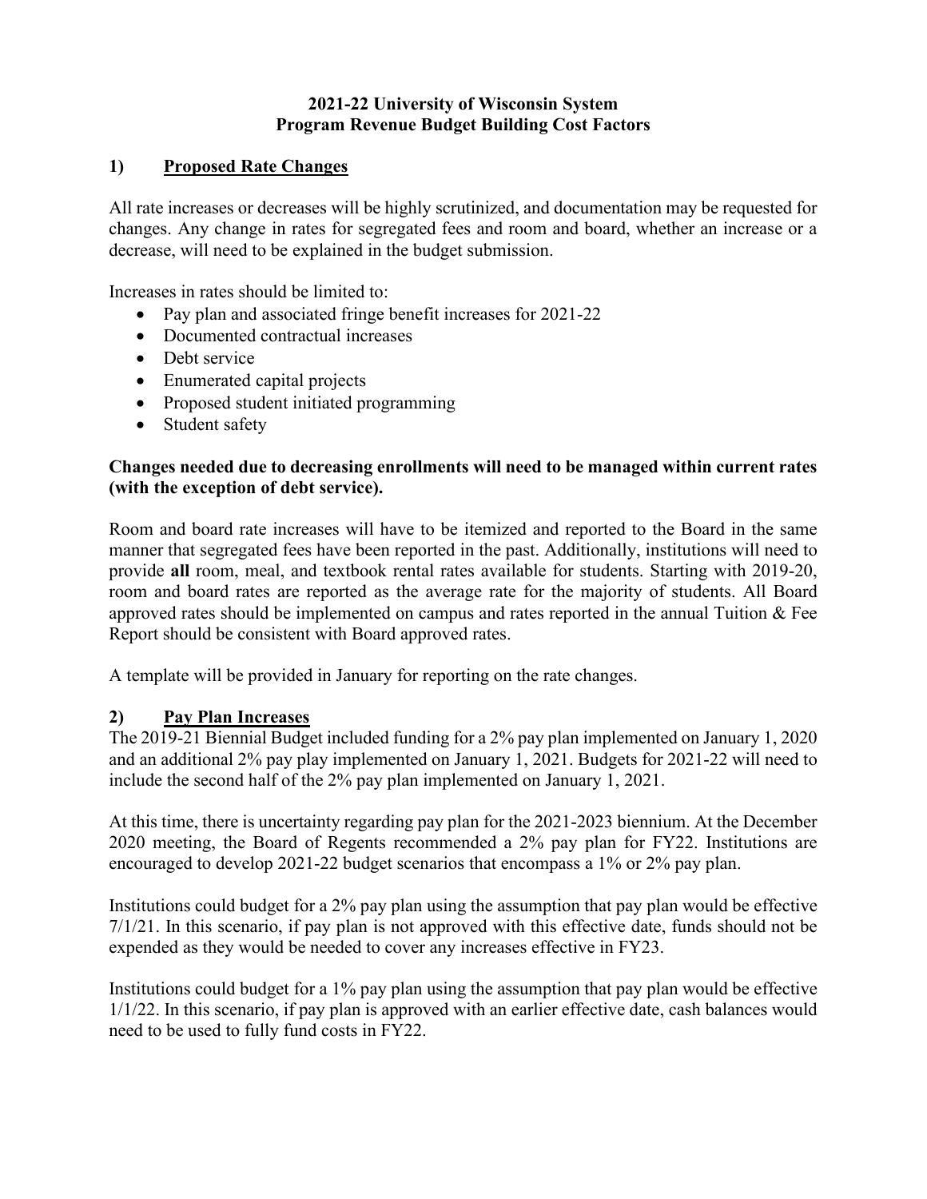**2021-22 University of Wisconsin System**
**Program Revenue Budget Building Cost Factors**

## 1) Proposed Rate Changes

All rate increases or decreases will be highly scrutinized, and documentation may be requested for changes. Any change in rates for segregated fees and room and board, whether an increase or a decrease, will need to be explained in the budget submission.

Increases in rates should be limited to:

- Pay plan and associated fringe benefit increases for 2021-22
- Documented contractual increases
- Debt service
- Enumerated capital projects
- Proposed student initiated programming
- Student safety

**Changes needed due to decreasing enrollments will need to be managed within current rates (with the exception of debt service).**

Room and board rate increases will have to be itemized and reported to the Board in the same manner that segregated fees have been reported in the past. Additionally, institutions will need to provide **all** room, meal, and textbook rental rates available for students. Starting with 2019-20, room and board rates are reported as the average rate for the majority of students. All Board approved rates should be implemented on campus and rates reported in the annual Tuition & Fee Report should be consistent with Board approved rates.

A template will be provided in January for reporting on the rate changes.

## 2) Pay Plan Increases

The 2019-21 Biennial Budget included funding for a 2% pay plan implemented on January 1, 2020 and an additional 2% pay play implemented on January 1, 2021. Budgets for 2021-22 will need to include the second half of the 2% pay plan implemented on January 1, 2021.

At this time, there is uncertainty regarding pay plan for the 2021-2023 biennium. At the December 2020 meeting, the Board of Regents recommended a 2% pay plan for FY22. Institutions are encouraged to develop 2021-22 budget scenarios that encompass a 1% or 2% pay plan.

Institutions could budget for a 2% pay plan using the assumption that pay plan would be effective 7/1/21. In this scenario, if pay plan is not approved with this effective date, funds should not be expended as they would be needed to cover any increases effective in FY23.

Institutions could budget for a 1% pay plan using the assumption that pay plan would be effective 1/1/22. In this scenario, if pay plan is approved with an earlier effective date, cash balances would need to be used to fully fund costs in FY22.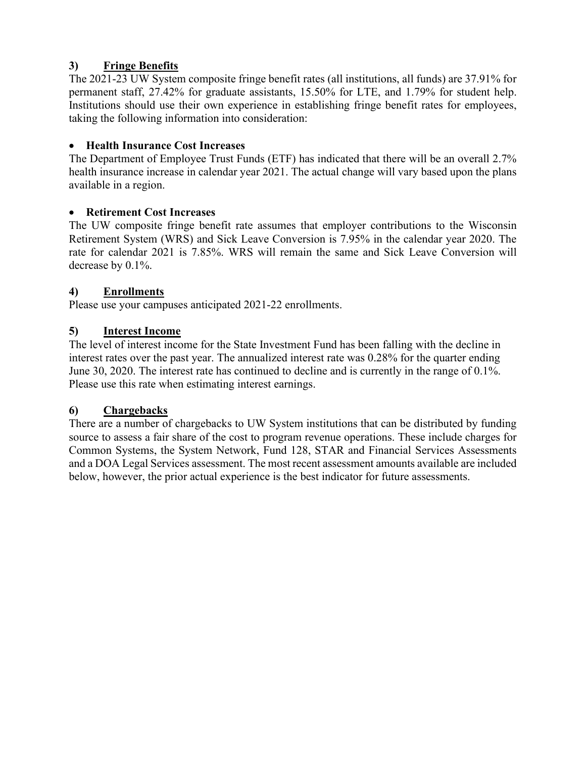## 3) Fringe Benefits

The 2021-23 UW System composite fringe benefit rates (all institutions, all funds) are 37.91% for permanent staff, 27.42% for graduate assistants, 15.50% for LTE, and 1.79% for student help. Institutions should use their own experience in establishing fringe benefit rates for employees, taking the following information into consideration:

- **Health Insurance Cost Increases**

The Department of Employee Trust Funds (ETF) has indicated that there will be an overall 2.7% health insurance increase in calendar year 2021. The actual change will vary based upon the plans available in a region.

- **Retirement Cost Increases**

The UW composite fringe benefit rate assumes that employer contributions to the Wisconsin Retirement System (WRS) and Sick Leave Conversion is 7.95% in the calendar year 2020. The rate for calendar 2021 is 7.85%. WRS will remain the same and Sick Leave Conversion will decrease by 0.1%.

## 4) Enrollments

Please use your campuses anticipated 2021-22 enrollments.

## 5) Interest Income

The level of interest income for the State Investment Fund has been falling with the decline in interest rates over the past year. The annualized interest rate was 0.28% for the quarter ending June 30, 2020. The interest rate has continued to decline and is currently in the range of 0.1%. Please use this rate when estimating interest earnings.

## 6) Chargebacks

There are a number of chargebacks to UW System institutions that can be distributed by funding source to assess a fair share of the cost to program revenue operations. These include charges for Common Systems, the System Network, Fund 128, STAR and Financial Services Assessments and a DOA Legal Services assessment. The most recent assessment amounts available are included below, however, the prior actual experience is the best indicator for future assessments.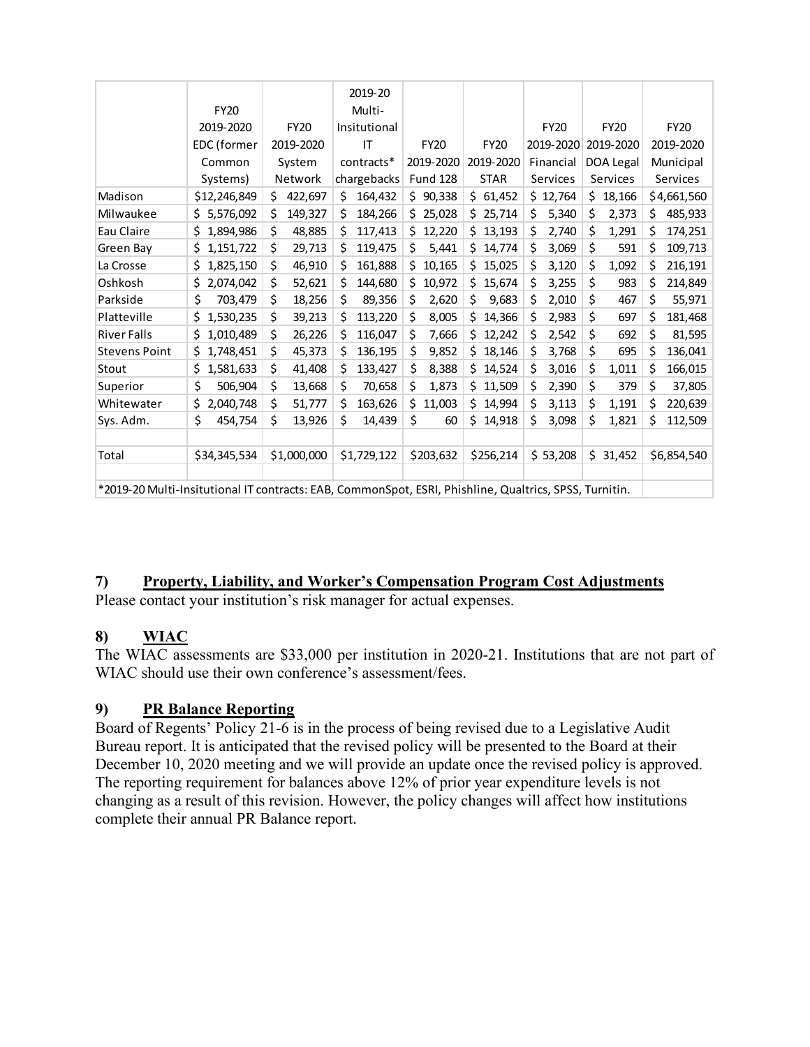| | FY20 2019-2020 EDC (former Common Systems) | FY20 2019-2020 System Network | 2019-20 Multi-Insitutional IT contracts* chargebacks | FY20 2019-2020 Fund 128 | FY20 2019-2020 STAR | FY20 2019-2020 Financial Services | FY20 2019-2020 DOA Legal Services | FY20 2019-2020 Municipal Services |
|---|---|---|---|---|---|---|---|---|
| Madison | $12,246,849 | $ 422,697 | $ 164,432 | $ 90,338 | $ 61,452 | $ 12,764 | $ 18,166 | $4,661,560 |
| Milwaukee | $ 5,576,092 | $ 149,327 | $ 184,266 | $ 25,028 | $ 25,714 | $ 5,340 | $ 2,373 | $ 485,933 |
| Eau Claire | $ 1,894,986 | $ 48,885 | $ 117,413 | $ 12,220 | $ 13,193 | $ 2,740 | $ 1,291 | $ 174,251 |
| Green Bay | $ 1,151,722 | $ 29,713 | $ 119,475 | $ 5,441 | $ 14,774 | $ 3,069 | $ 591 | $ 109,713 |
| La Crosse | $ 1,825,150 | $ 46,910 | $ 161,888 | $ 10,165 | $ 15,025 | $ 3,120 | $ 1,092 | $ 216,191 |
| Oshkosh | $ 2,074,042 | $ 52,621 | $ 144,680 | $ 10,972 | $ 15,674 | $ 3,255 | $ 983 | $ 214,849 |
| Parkside | $ 703,479 | $ 18,256 | $ 89,356 | $ 2,620 | $ 9,683 | $ 2,010 | $ 467 | $ 55,971 |
| Platteville | $ 1,530,235 | $ 39,213 | $ 113,220 | $ 8,005 | $ 14,366 | $ 2,983 | $ 697 | $ 181,468 |
| River Falls | $ 1,010,489 | $ 26,226 | $ 116,047 | $ 7,666 | $ 12,242 | $ 2,542 | $ 692 | $ 81,595 |
| Stevens Point | $ 1,748,451 | $ 45,373 | $ 136,195 | $ 9,852 | $ 18,146 | $ 3,768 | $ 695 | $ 136,041 |
| Stout | $ 1,581,633 | $ 41,408 | $ 133,427 | $ 8,388 | $ 14,524 | $ 3,016 | $ 1,011 | $ 166,015 |
| Superior | $ 506,904 | $ 13,668 | $ 70,658 | $ 1,873 | $ 11,509 | $ 2,390 | $ 379 | $ 37,805 |
| Whitewater | $ 2,040,748 | $ 51,777 | $ 163,626 | $ 11,003 | $ 14,994 | $ 3,113 | $ 1,191 | $ 220,639 |
| Sys. Adm. | $ 454,754 | $ 13,926 | $ 14,439 | $ 60 | $ 14,918 | $ 3,098 | $ 1,821 | $ 112,509 |
| | | | | | | | | |
| Total | $34,345,534 | $1,000,000 | $1,729,122 | $203,632 | $256,214 | $ 53,208 | $ 31,452 | $6,854,540 |

*2019-20 Multi-Insitutional IT contracts: EAB, CommonSpot, ESRI, Phishline, Qualtrics, SPSS, Turnitin.

## 7) Property, Liability, and Worker's Compensation Program Cost Adjustments

Please contact your institution's risk manager for actual expenses.

## 8) WIAC

The WIAC assessments are $33,000 per institution in 2020-21. Institutions that are not part of WIAC should use their own conference's assessment/fees.

## 9) PR Balance Reporting

Board of Regents' Policy 21-6 is in the process of being revised due to a Legislative Audit Bureau report. It is anticipated that the revised policy will be presented to the Board at their December 10, 2020 meeting and we will provide an update once the revised policy is approved. The reporting requirement for balances above 12% of prior year expenditure levels is not changing as a result of this revision. However, the policy changes will affect how institutions complete their annual PR Balance report.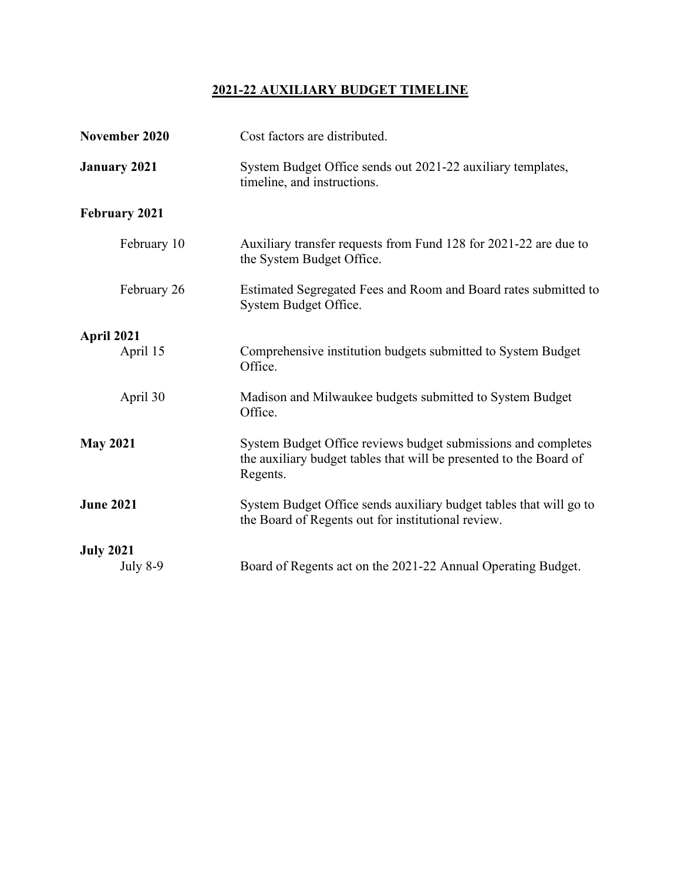## 2021-22 AUXILIARY BUDGET TIMELINE

**November 2020** Cost factors are distributed.

**January 2021** System Budget Office sends out 2021-22 auxiliary templates, timeline, and instructions.

**February 2021**

February 10 Auxiliary transfer requests from Fund 128 for 2021-22 are due to the System Budget Office.

February 26 Estimated Segregated Fees and Room and Board rates submitted to System Budget Office.

**April 2021**

April 15 Comprehensive institution budgets submitted to System Budget Office.

April 30 Madison and Milwaukee budgets submitted to System Budget Office.

**May 2021** System Budget Office reviews budget submissions and completes the auxiliary budget tables that will be presented to the Board of Regents.

**June 2021** System Budget Office sends auxiliary budget tables that will go to the Board of Regents out for institutional review.

**July 2021**

July 8-9 Board of Regents act on the 2021-22 Annual Operating Budget.